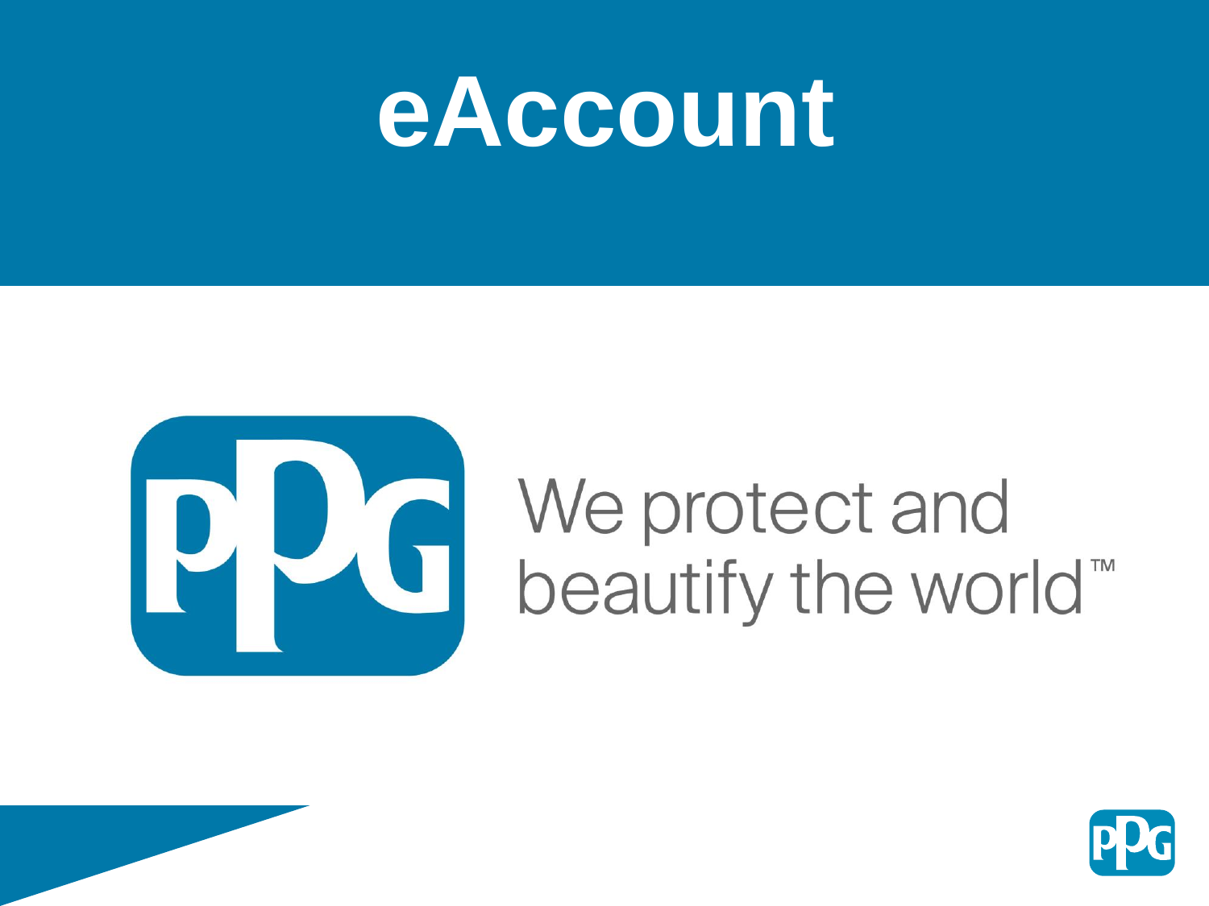# eAccount

We protect and beautify the world™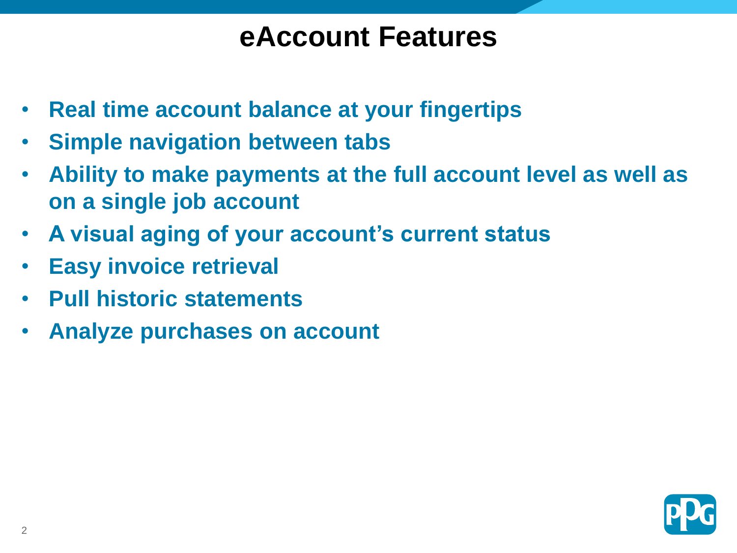# eAccount Features

- **Real time account balance at your fingertips**
- **Simple navigation between tabs**
- **Ability to make payments at the full account level as well as on a single job account**
- **A visual aging of your account's current status**
- **Easy invoice retrieval**
- **Pull historic statements**
- **Analyze purchases on account**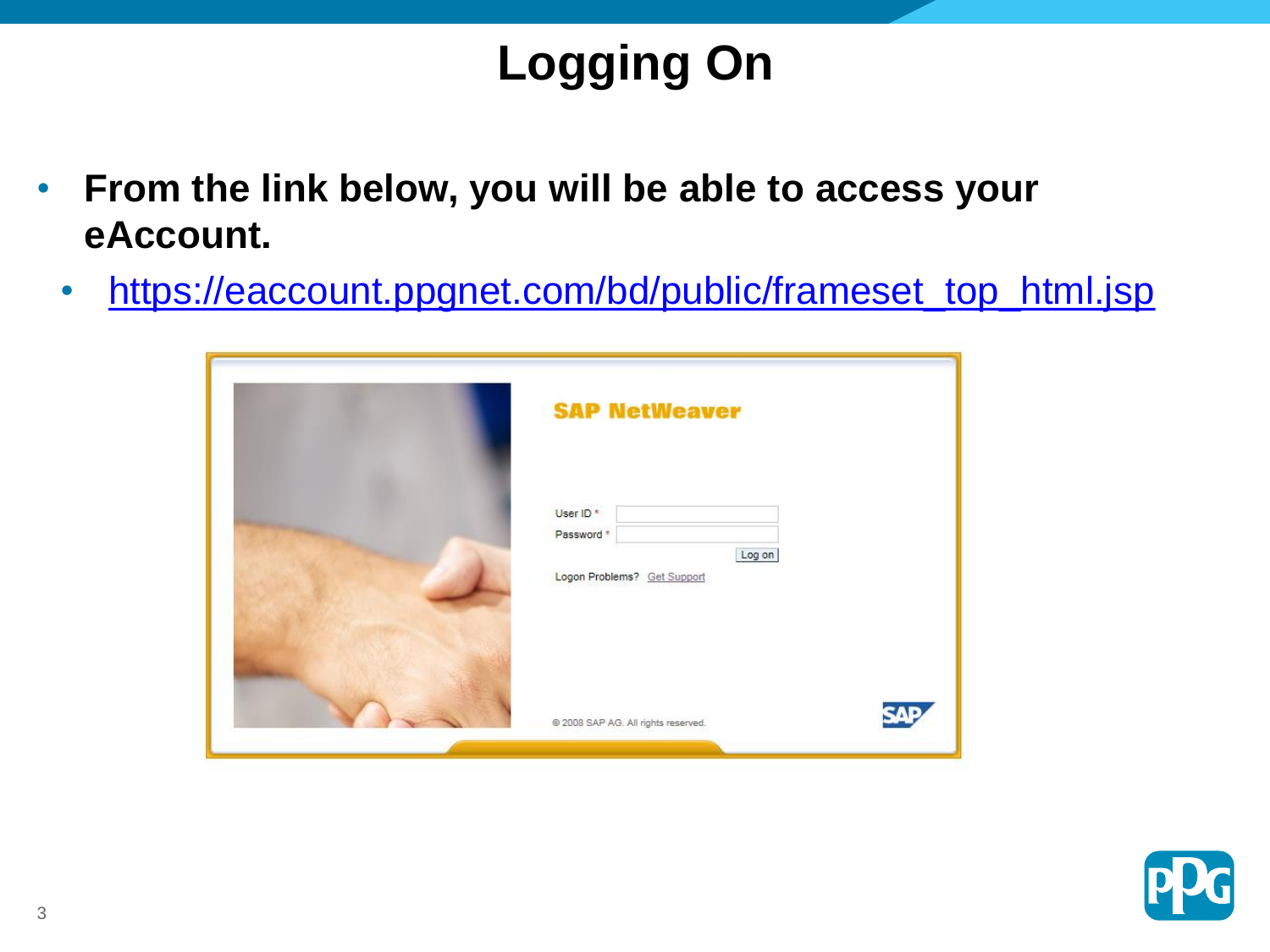# Logging On

- **From the link below, you will be able to access your eAccount.**
  - https://eaccount.ppgnet.com/bd/public/frameset_top_html.jsp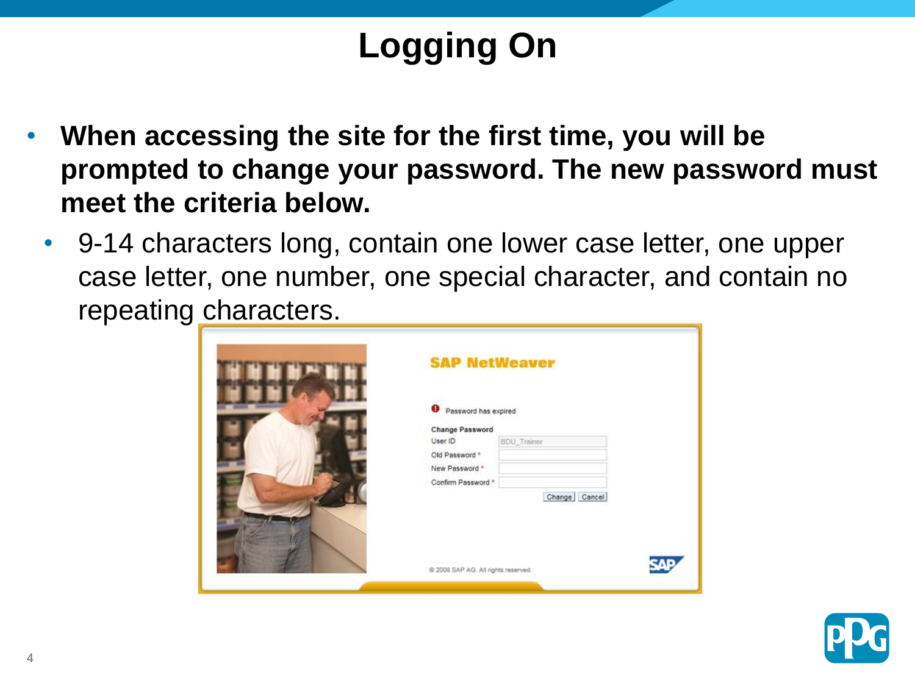# Logging On

- **When accessing the site for the first time, you will be prompted to change your password. The new password must meet the criteria below.**
  - 9-14 characters long, contain one lower case letter, one upper case letter, one number, one special character, and contain no repeating characters.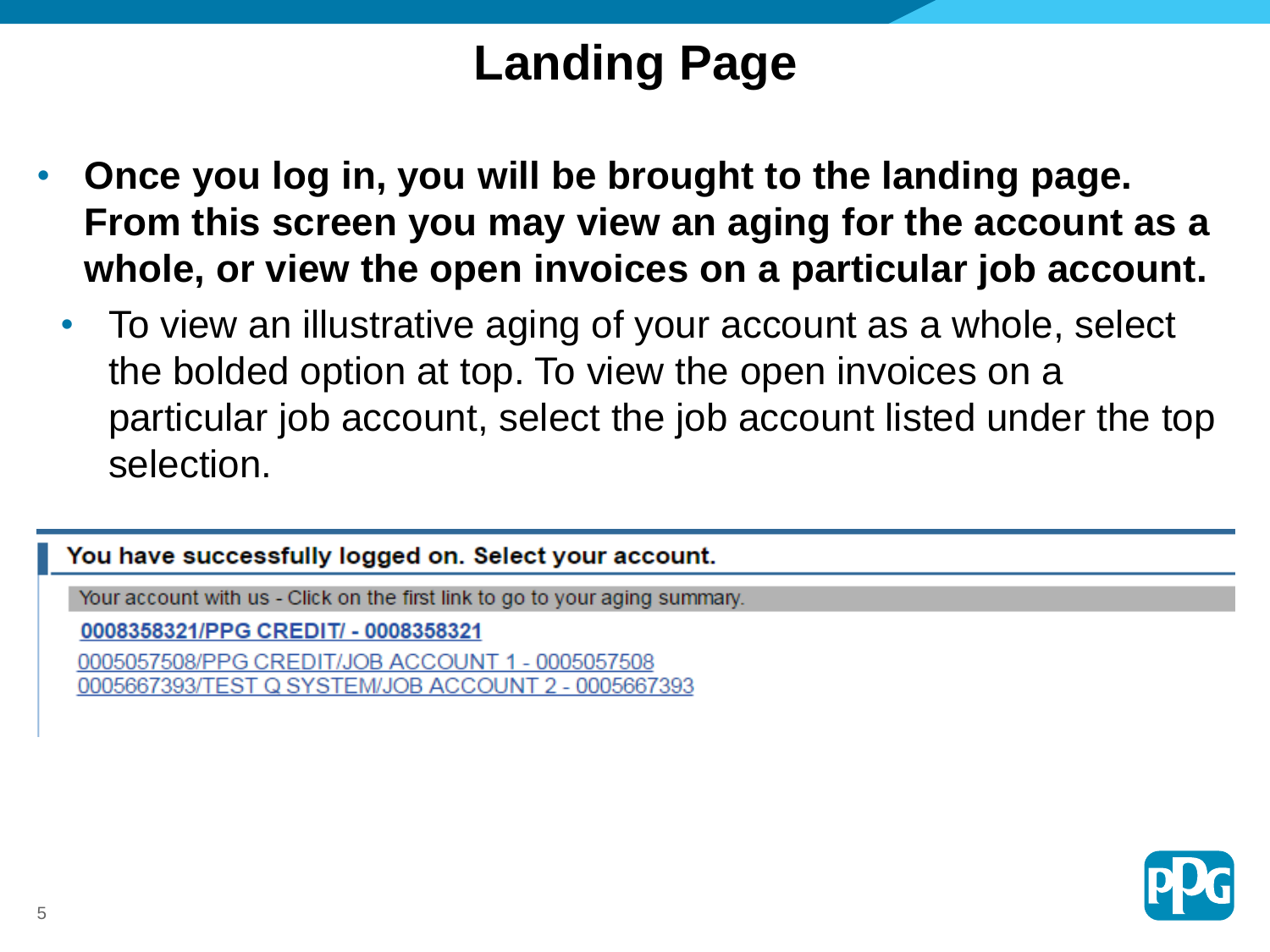# Landing Page

- **Once you log in, you will be brought to the landing page. From this screen you may view an aging for the account as a whole, or view the open invoices on a particular job account.**
  - To view an illustrative aging of your account as a whole, select the bolded option at top. To view the open invoices on a particular job account, select the job account listed under the top selection.

**You have successfully logged on. Select your account.**

Your account with us - Click on the first link to go to your aging summary.

**0008358321/PPG CREDIT/ - 0008358321**

0005057508/PPG CREDIT/JOB ACCOUNT 1 - 0005057508

0005667393/TEST Q SYSTEM/JOB ACCOUNT 2 - 0005667393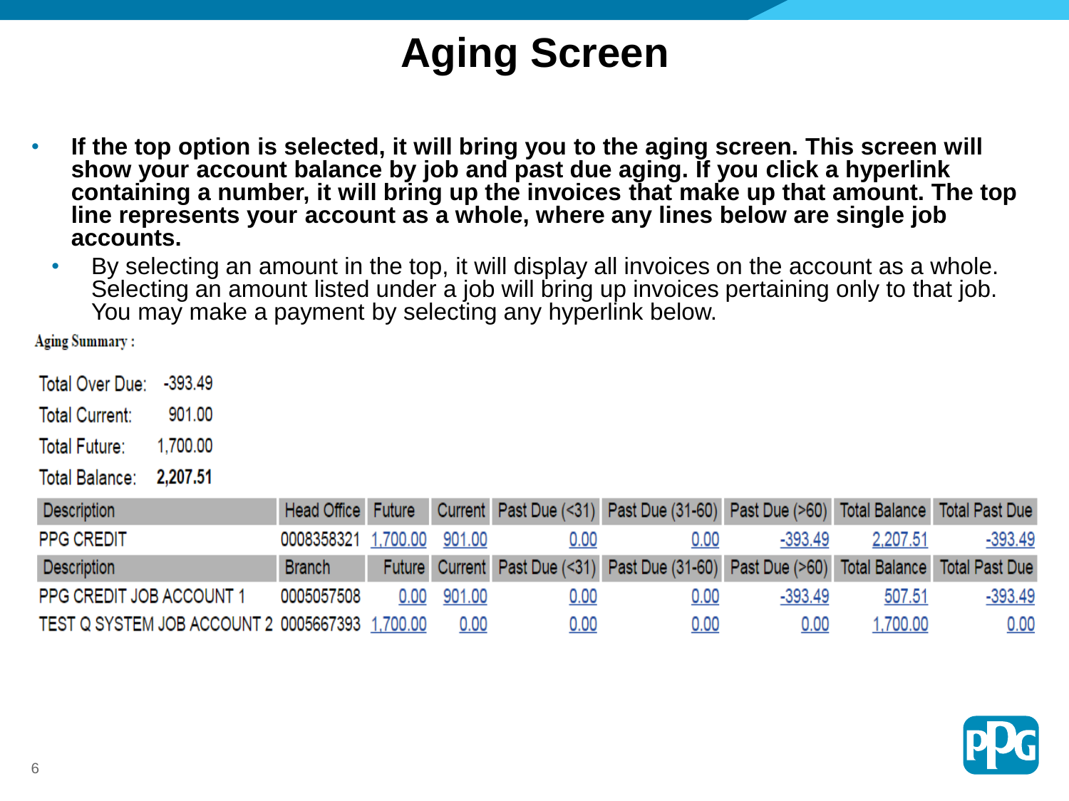# Aging Screen

- **If the top option is selected, it will bring you to the aging screen. This screen will show your account balance by job and past due aging. If you click a hyperlink containing a number, it will bring up the invoices that make up that amount. The top line represents your account as a whole, where any lines below are single job accounts.**
  - By selecting an amount in the top, it will display all invoices on the account as a whole. Selecting an amount listed under a job will bring up invoices pertaining only to that job. You may make a payment by selecting any hyperlink below.

Aging Summary :

| | |
|---|---|
| Total Over Due: | -393.49 |
| Total Current: | 901.00 |
| Total Future: | 1,700.00 |
| Total Balance: | **2,207.51** |

| Description | Head Office | Future | Current | Past Due (<31) | Past Due (31-60) | Past Due (>60) | Total Balance | Total Past Due |
|---|---|---|---|---|---|---|---|---|
| PPG CREDIT | 0008358321 | 1,700.00 | 901.00 | 0.00 | 0.00 | -393.49 | 2,207.51 | -393.49 |
| **Description** | **Branch** | **Future** | **Current** | **Past Due (<31)** | **Past Due (31-60)** | **Past Due (>60)** | **Total Balance** | **Total Past Due** |
| PPG CREDIT JOB ACCOUNT 1 | 0005057508 | 0.00 | 901.00 | 0.00 | 0.00 | -393.49 | 507.51 | -393.49 |
| TEST Q SYSTEM JOB ACCOUNT 2 | 0005667393 | 1,700.00 | 0.00 | 0.00 | 0.00 | 0.00 | 1,700.00 | 0.00 |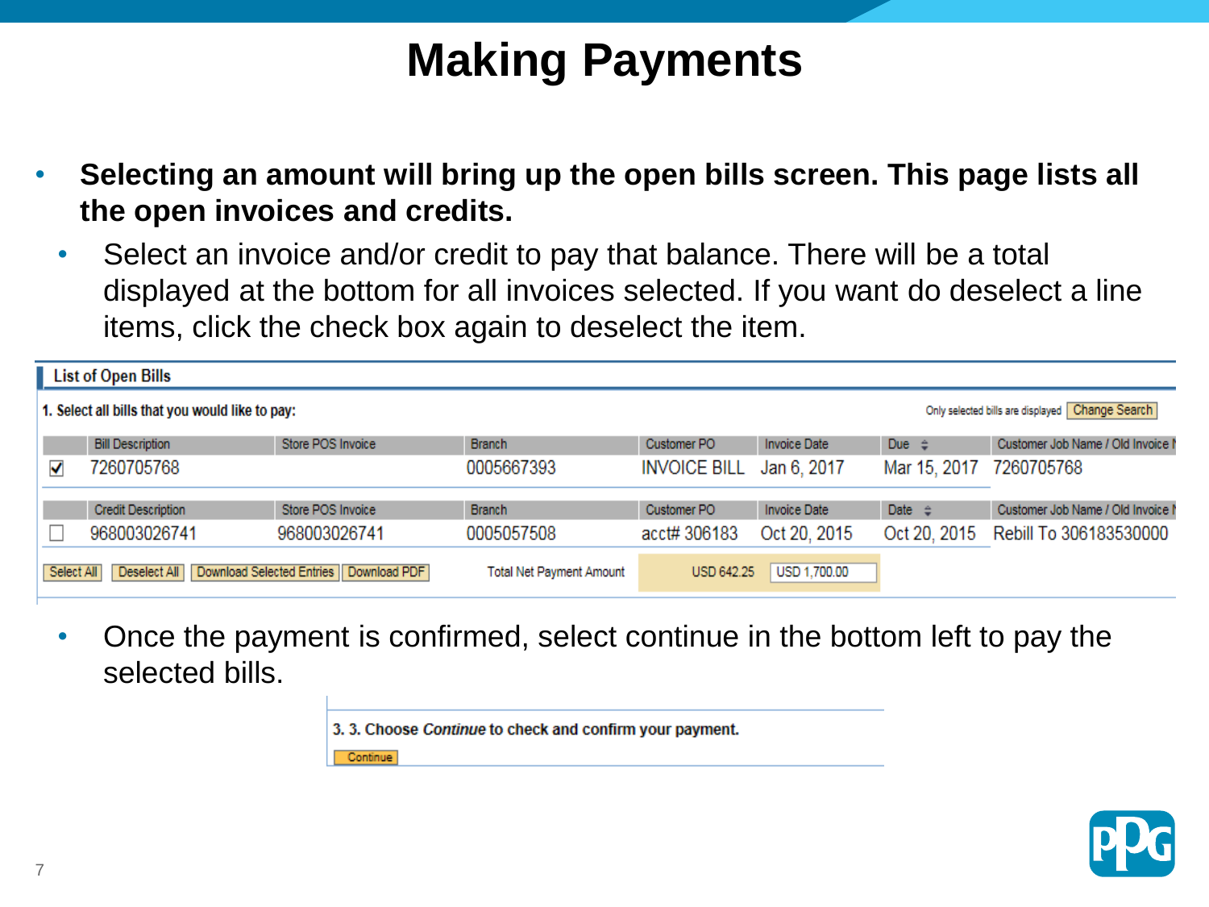# Making Payments

- **Selecting an amount will bring up the open bills screen. This page lists all the open invoices and credits.**
  - Select an invoice and/or credit to pay that balance. There will be a total displayed at the bottom for all invoices selected. If you want do deselect a line items, click the check box again to deselect the item.

**List of Open Bills**

1. Select all bills that you would like to pay:

Only selected bills are displayed [Change Search]

| | Bill Description | Store POS Invoice | Branch | Customer PO | Invoice Date | Due | Customer Job Name / Old Invoice N |
|---|---|---|---|---|---|---|---|
| ☑ | 7260705768 | | 0005667393 | INVOICE BILL | Jan 6, 2017 | Mar 15, 2017 | 7260705768 |

| | Credit Description | Store POS Invoice | Branch | Customer PO | Invoice Date | Date | Customer Job Name / Old Invoice N |
|---|---|---|---|---|---|---|---|
| ☐ | 968003026741 | 968003026741 | 0005057508 | acct# 306183 | Oct 20, 2015 | Oct 20, 2015 | Rebill To 306183530000 |

[Select All] [Deselect All] [Download Selected Entries] [Download PDF] Total Net Payment Amount USD 642.25 USD 1,700.00

- Once the payment is confirmed, select continue in the bottom left to pay the selected bills.

3. 3. Choose *Continue* to check and confirm your payment.

[Continue]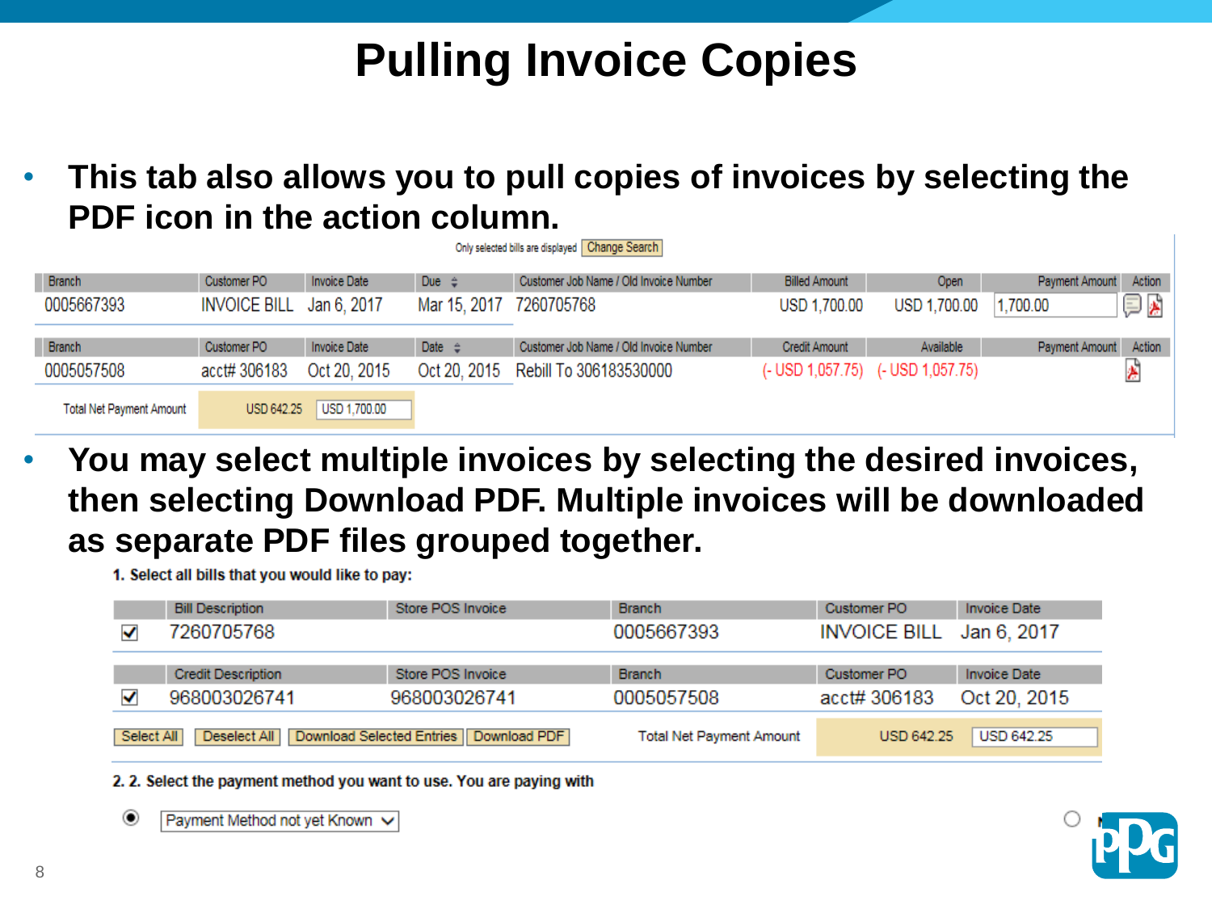# Pulling Invoice Copies

- **This tab also allows you to pull copies of invoices by selecting the PDF icon in the action column.**

Only selected bills are displayed  Change Search

| Branch | Customer PO | Invoice Date | Due | Customer Job Name / Old Invoice Number | Billed Amount | Open | Payment Amount | Action |
|---|---|---|---|---|---|---|---|---|
| 0005667393 | INVOICE BILL | Jan 6, 2017 | Mar 15, 2017 | 7260705768 | USD 1,700.00 | USD 1,700.00 | 1,700.00 | |

| Branch | Customer PO | Invoice Date | Date | Customer Job Name / Old Invoice Number | Credit Amount | Available | Payment Amount | Action |
|---|---|---|---|---|---|---|---|---|
| 0005057508 | acct# 306183 | Oct 20, 2015 | Oct 20, 2015 | Rebill To 306183530000 | (- USD 1,057.75) | (- USD 1,057.75) | | |

Total Net Payment Amount  USD 642.25  USD 1,700.00

- **You may select multiple invoices by selecting the desired invoices, then selecting Download PDF. Multiple invoices will be downloaded as separate PDF files grouped together.**

**1. Select all bills that you would like to pay:**

| | Bill Description | Store POS Invoice | Branch | Customer PO | Invoice Date |
|---|---|---|---|---|---|
| ☑ | 7260705768 | | 0005667393 | INVOICE BILL | Jan 6, 2017 |

| | Credit Description | Store POS Invoice | Branch | Customer PO | Invoice Date |
|---|---|---|---|---|---|
| ☑ | 968003026741 | 968003026741 | 0005057508 | acct# 306183 | Oct 20, 2015 |

Select All  Deselect All  Download Selected Entries  Download PDF  Total Net Payment Amount  USD 642.25  USD 642.25

**2. 2. Select the payment method you want to use. You are paying with**

Payment Method not yet Known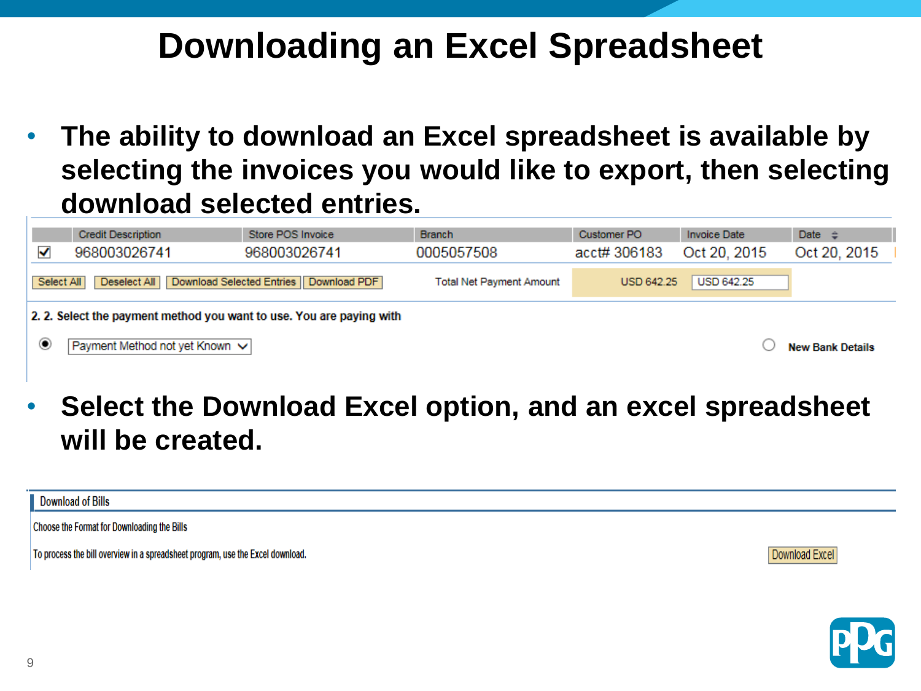# Downloading an Excel Spreadsheet

- **The ability to download an Excel spreadsheet is available by selecting the invoices you would like to export, then selecting download selected entries.**

| | Credit Description | Store POS Invoice | Branch | Customer PO | Invoice Date | Date |
|---|---|---|---|---|---|---|
| ☑ | 968003026741 | 968003026741 | 0005057508 | acct# 306183 | Oct 20, 2015 | Oct 20, 2015 |

Select All | Deselect All | Download Selected Entries | Download PDF

Total Net Payment Amount USD 642.25 USD 642.25

2. 2. Select the payment method you want to use. You are paying with

◉ Payment Method not yet Known ○ New Bank Details

- **Select the Download Excel option, and an excel spreadsheet will be created.**

Download of Bills

Choose the Format for Downloading the Bills

To process the bill overview in a spreadsheet program, use the Excel download. Download Excel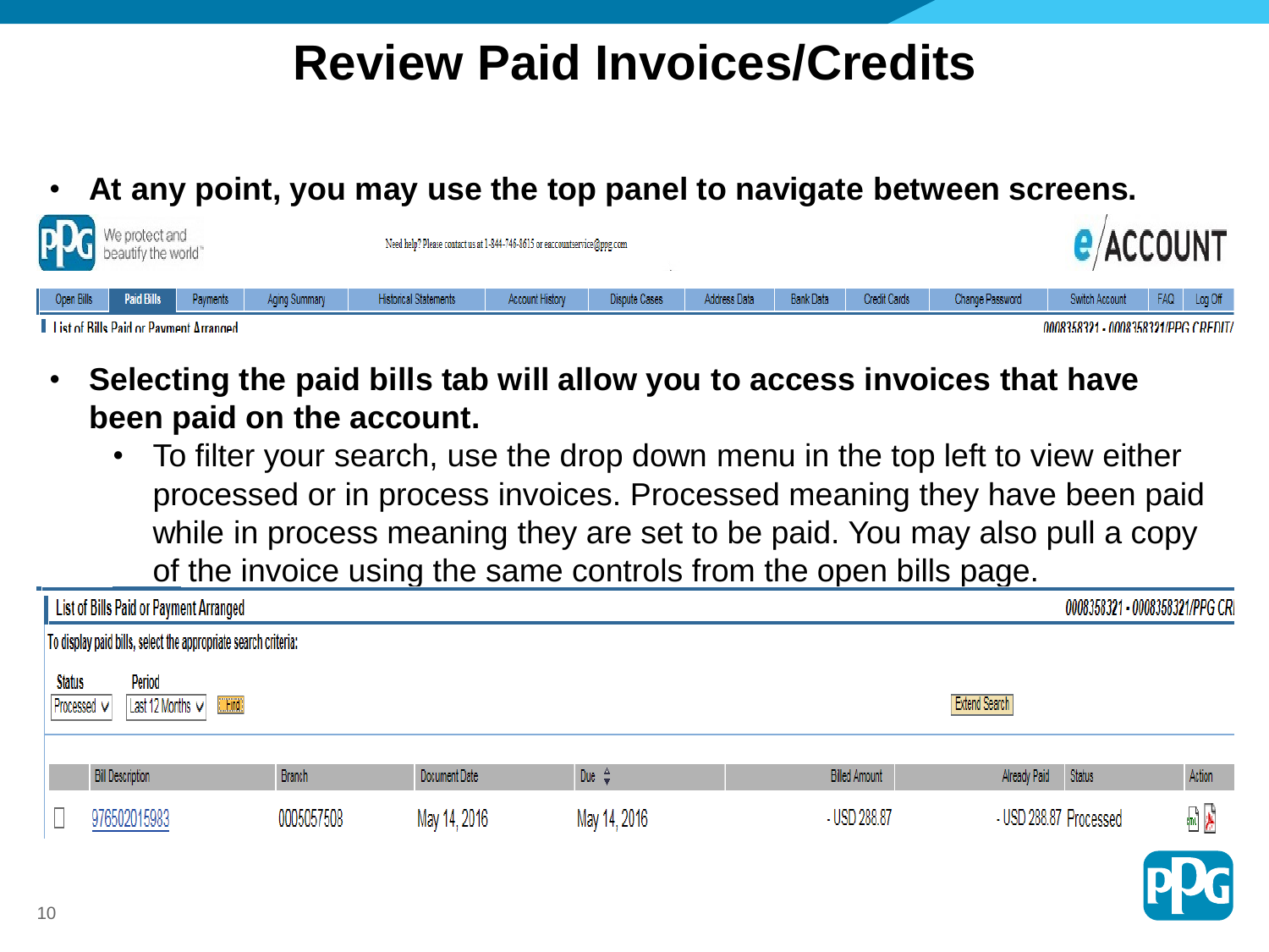# Review Paid Invoices/Credits

- **At any point, you may use the top panel to navigate between screens.**

We protect and beautify the world™

Need help? Please contact us at 1-844-746-8615 or eaccountservice@ppg.com

e/ACCOUNT

Open Bills | Paid Bills | Payments | Aging Summary | Historical Statements | Account History | Dispute Cases | Address Data | Bank Data | Credit Cards | Change Password | Switch Account | FAQ | Log Off

List of Bills Paid or Payment Arranged — 0008358321 - 0008358321/PPG CREDIT/

- **Selecting the paid bills tab will allow you to access invoices that have been paid on the account.**
  - To filter your search, use the drop down menu in the top left to view either processed or in process invoices. Processed meaning they have been paid while in process meaning they are set to be paid. You may also pull a copy of the invoice using the same controls from the open bills page.

List of Bills Paid or Payment Arranged — 0008358321 - 0008358321/PPG CRI

To display paid bills, select the appropriate search criteria:

Status: Processed | Period: Last 12 Months | Find | Extend Search

| | Bill Description | Branch | Document Date | Due | Billed Amount | Already Paid | Status | Action |
|---|---|---|---|---|---|---|---|---|
| ☐ | 976502015983 | 0005057508 | May 14, 2016 | May 14, 2016 | - USD 288.87 | - USD 288.87 | Processed | |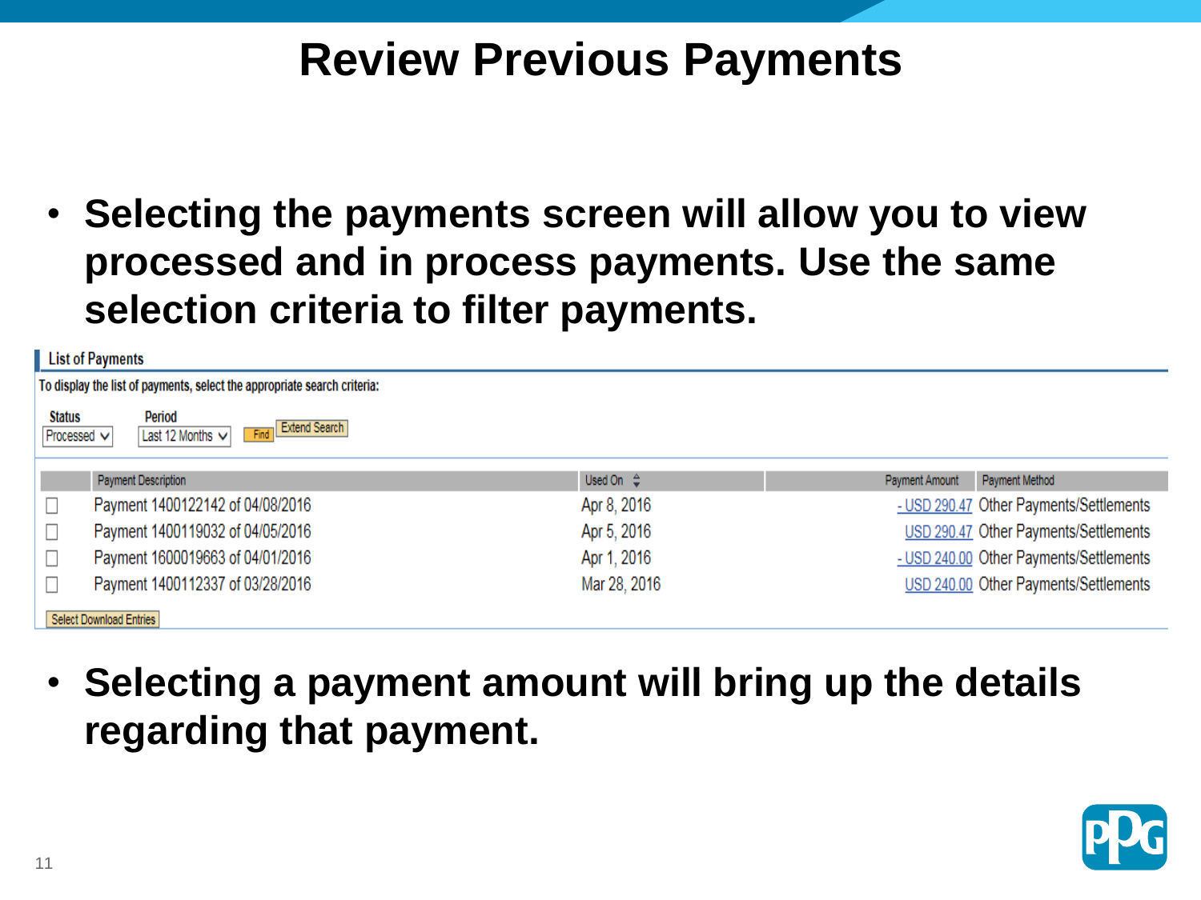# Review Previous Payments

- **Selecting the payments screen will allow you to view processed and in process payments. Use the same selection criteria to filter payments.**

**List of Payments**

To display the list of payments, select the appropriate search criteria:

**Status**: Processed | **Period**: Last 12 Months | Find | Extend Search

| | Payment Description | Used On | Payment Amount | Payment Method |
|---|---|---|---|---|
| ☐ | Payment 1400122142 of 04/08/2016 | Apr 8, 2016 | - USD 290.47 | Other Payments/Settlements |
| ☐ | Payment 1400119032 of 04/05/2016 | Apr 5, 2016 | USD 290.47 | Other Payments/Settlements |
| ☐ | Payment 1600019663 of 04/01/2016 | Apr 1, 2016 | - USD 240.00 | Other Payments/Settlements |
| ☐ | Payment 1400112337 of 03/28/2016 | Mar 28, 2016 | USD 240.00 | Other Payments/Settlements |

Select Download Entries

- **Selecting a payment amount will bring up the details regarding that payment.**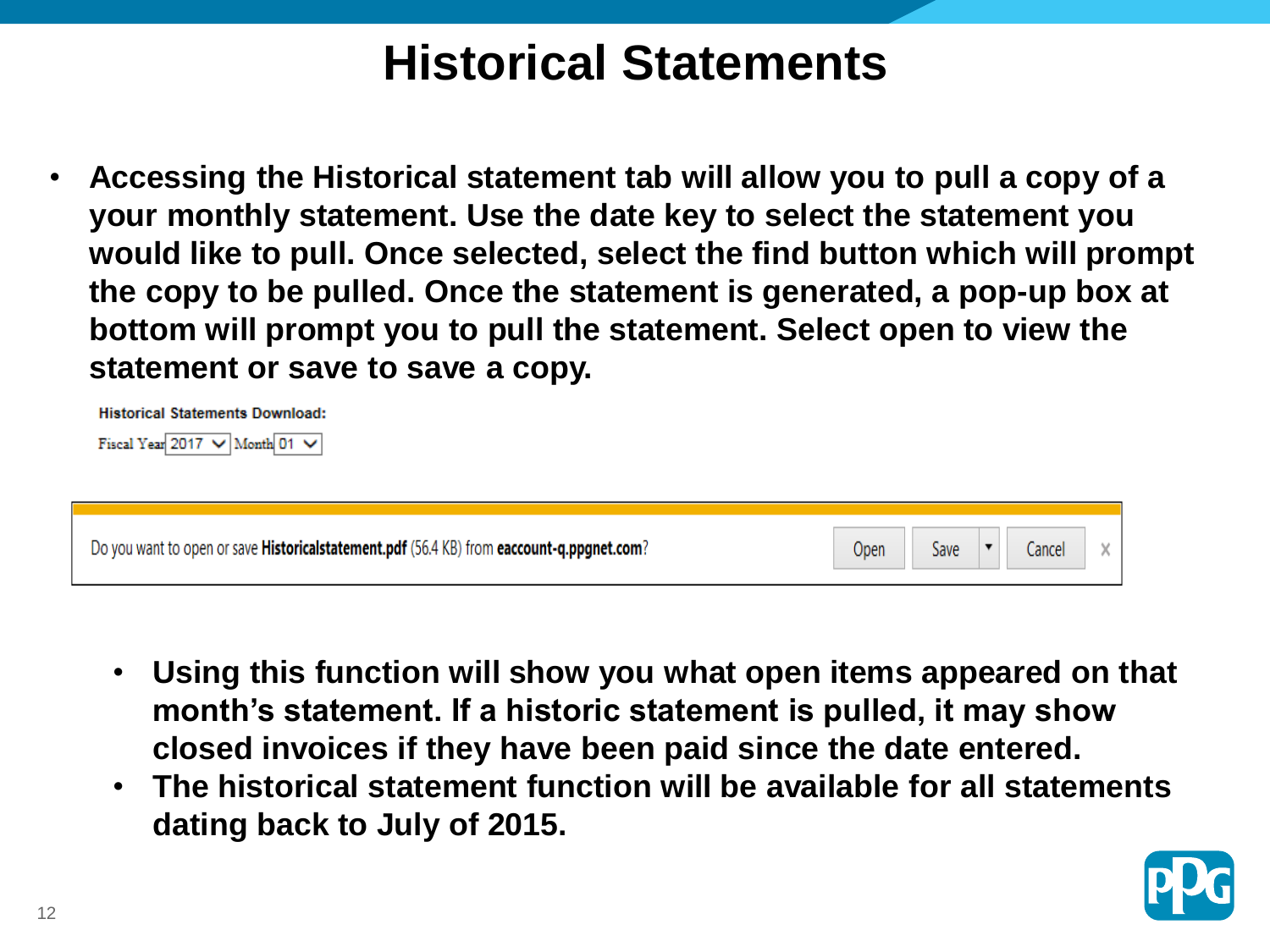# Historical Statements

- **Accessing the Historical statement tab will allow you to pull a copy of a your monthly statement. Use the date key to select the statement you would like to pull. Once selected, select the find button which will prompt the copy to be pulled. Once the statement is generated, a pop-up box at bottom will prompt you to pull the statement. Select open to view the statement or save to save a copy.**

**Historical Statements Download:**

Fiscal Year 2017 Month 01

Do you want to open or save **Historicalstatement.pdf** (56.4 KB) from **eaccount-q.ppgnet.com**? Open Save Cancel

- **Using this function will show you what open items appeared on that month's statement. If a historic statement is pulled, it may show closed invoices if they have been paid since the date entered.**
- **The historical statement function will be available for all statements dating back to July of 2015.**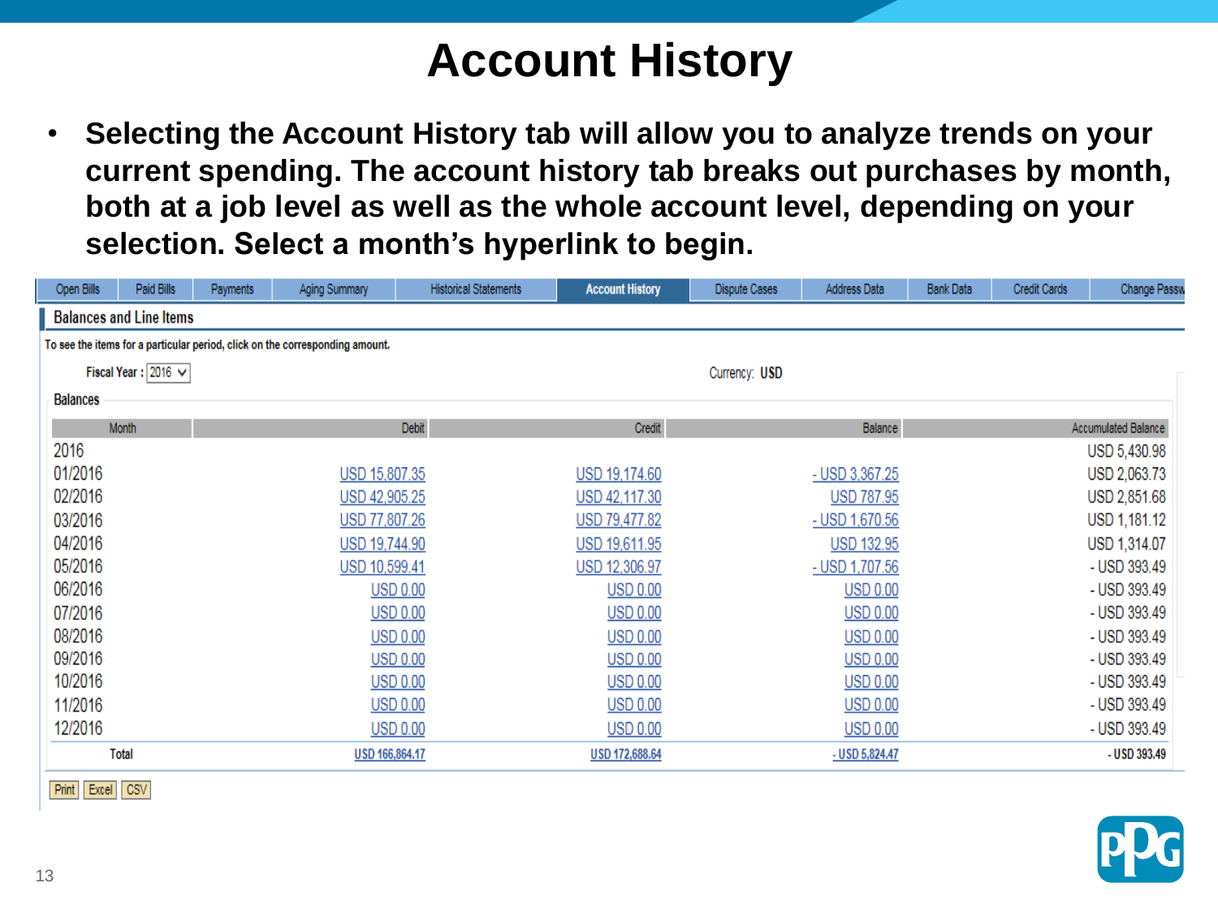# Account History

- **Selecting the Account History tab will allow you to analyze trends on your current spending. The account history tab breaks out purchases by month, both at a job level as well as the whole account level, depending on your selection. Select a month's hyperlink to begin.**

Open Bills | Paid Bills | Payments | Aging Summary | Historical Statements | **Account History** | Dispute Cases | Address Data | Bank Data | Credit Cards | Change Passw

## Balances and Line Items

To see the items for a particular period, click on the corresponding amount.

Fiscal Year : 2016

Currency: **USD**

Balances

| Month | Debit | Credit | Balance | Accumulated Balance |
|---|---|---|---|---|
| 2016 | | | | USD 5,430.98 |
| 01/2016 | USD 15,807.35 | USD 19,174.60 | - USD 3,367.25 | USD 2,063.73 |
| 02/2016 | USD 42,905.25 | USD 42,117.30 | USD 787.95 | USD 2,851.68 |
| 03/2016 | USD 77,807.26 | USD 79,477.82 | - USD 1,670.56 | USD 1,181.12 |
| 04/2016 | USD 19,744.90 | USD 19,611.95 | USD 132.95 | USD 1,314.07 |
| 05/2016 | USD 10,599.41 | USD 12,306.97 | - USD 1,707.56 | - USD 393.49 |
| 06/2016 | USD 0.00 | USD 0.00 | USD 0.00 | - USD 393.49 |
| 07/2016 | USD 0.00 | USD 0.00 | USD 0.00 | - USD 393.49 |
| 08/2016 | USD 0.00 | USD 0.00 | USD 0.00 | - USD 393.49 |
| 09/2016 | USD 0.00 | USD 0.00 | USD 0.00 | - USD 393.49 |
| 10/2016 | USD 0.00 | USD 0.00 | USD 0.00 | - USD 393.49 |
| 11/2016 | USD 0.00 | USD 0.00 | USD 0.00 | - USD 393.49 |
| 12/2016 | USD 0.00 | USD 0.00 | USD 0.00 | - USD 393.49 |
| Total | USD 166,864.17 | USD 172,688.64 | - USD 5,824.47 | - USD 393.49 |

Print | Excel | CSV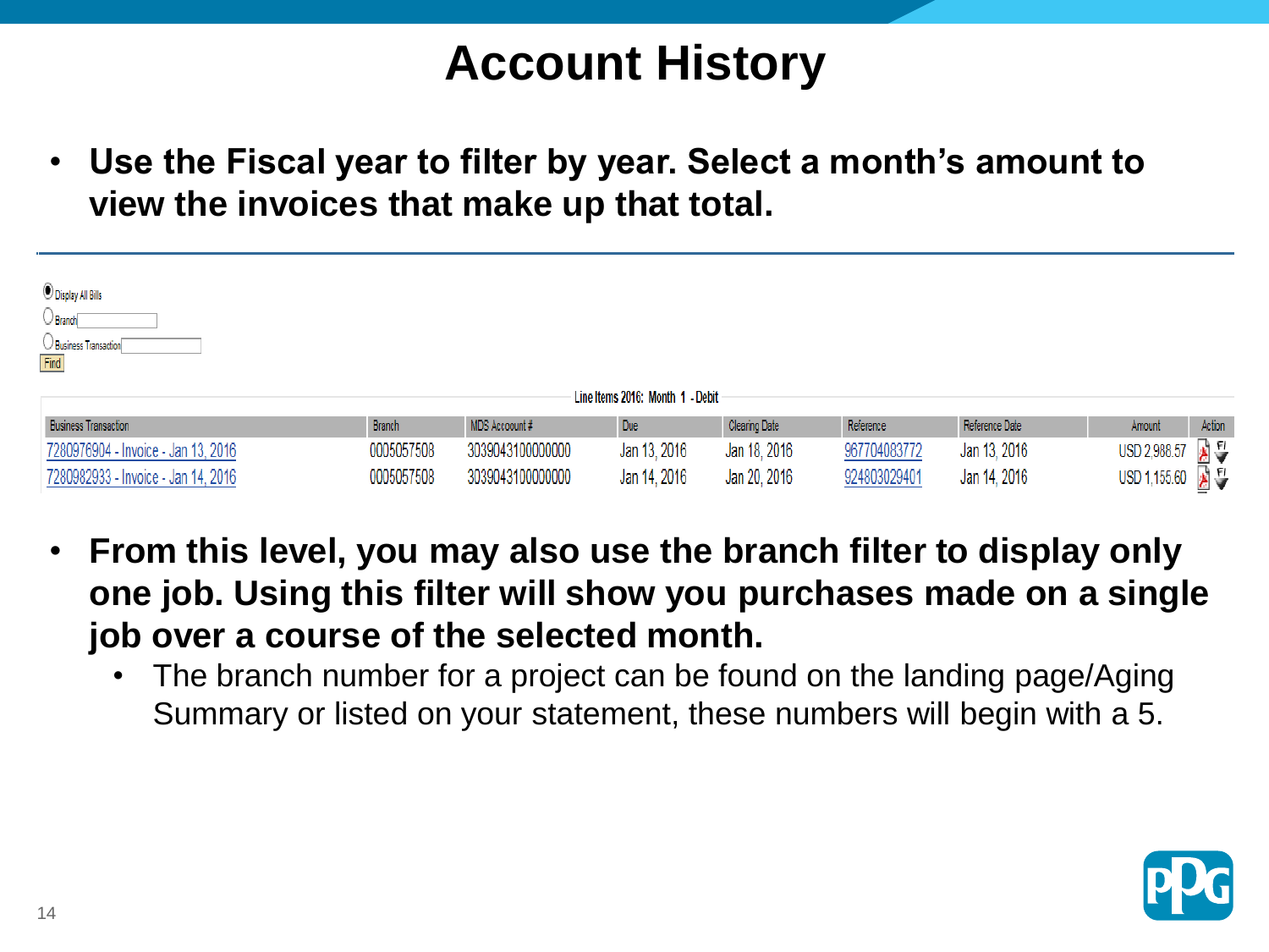# Account History

- **Use the Fiscal year to filter by year. Select a month's amount to view the invoices that make up that total.**

Display All Bills

Branch

Business Transaction

Find

Line Items 2016: Month 1 - Debit

| Business Transaction | Branch | MDS Account # | Due | Clearing Date | Reference | Reference Date | Amount | Action |
|---|---|---|---|---|---|---|---|---|
| 7280976904 - Invoice - Jan 13, 2016 | 0005057508 | 3039043100000000 | Jan 13, 2016 | Jan 18, 2016 | 967704083772 | Jan 13, 2016 | USD 2,988.57 | |
| 7280982933 - Invoice - Jan 14, 2016 | 0005057508 | 3039043100000000 | Jan 14, 2016 | Jan 20, 2016 | 924803029401 | Jan 14, 2016 | USD 1,155.60 | |

- **From this level, you may also use the branch filter to display only one job. Using this filter will show you purchases made on a single job over a course of the selected month.**
  - The branch number for a project can be found on the landing page/Aging Summary or listed on your statement, these numbers will begin with a 5.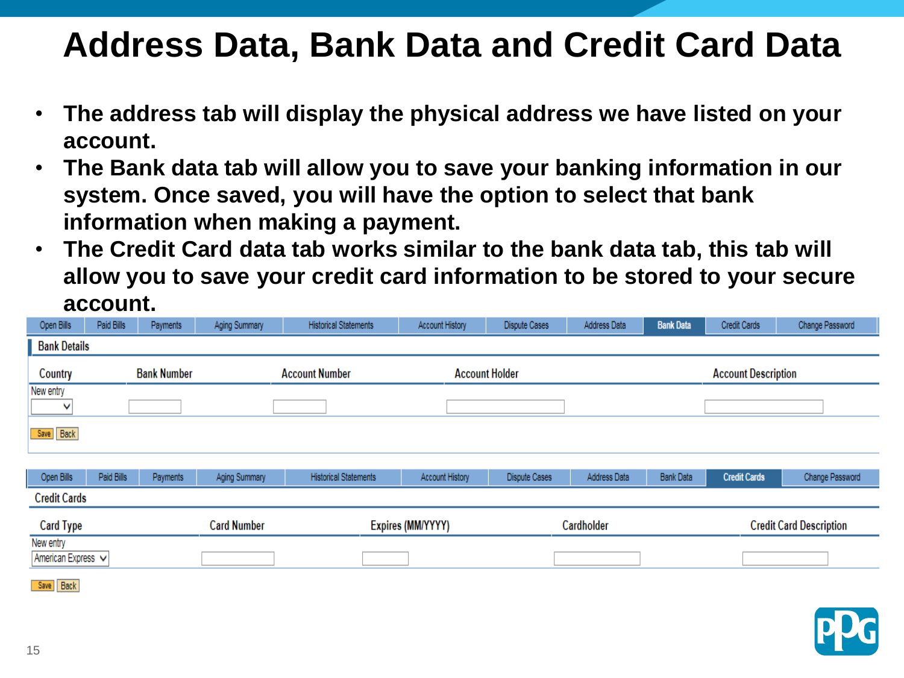# Address Data, Bank Data and Credit Card Data

- **The address tab will display the physical address we have listed on your account.**
- **The Bank data tab will allow you to save your banking information in our system. Once saved, you will have the option to select that bank information when making a payment.**
- **The Credit Card data tab works similar to the bank data tab, this tab will allow you to save your credit card information to be stored to your secure account.**

| Open Bills | Paid Bills | Payments | Aging Summary | Historical Statements | Account History | Dispute Cases | Address Data | Bank Data | Credit Cards | Change Password |
|---|---|---|---|---|---|---|---|---|---|---|

**Bank Details**

| Country | Bank Number | Account Number | Account Holder | Account Description |
|---|---|---|---|---|
| New entry | | | | |

Save Back

| Open Bills | Paid Bills | Payments | Aging Summary | Historical Statements | Account History | Dispute Cases | Address Data | Bank Data | Credit Cards | Change Password |
|---|---|---|---|---|---|---|---|---|---|---|

**Credit Cards**

| Card Type | Card Number | Expires (MM/YYYY) | Cardholder | Credit Card Description |
|---|---|---|---|---|
| New entry<br>American Express | | | | |

Save Back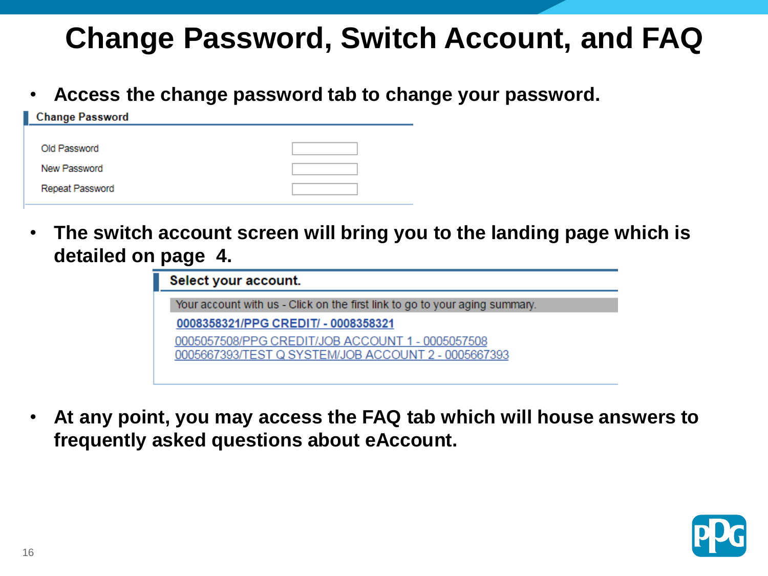# Change Password, Switch Account, and FAQ

- **Access the change password tab to change your password.**

**Change Password**

| | |
|---|---|
| Old Password | |
| New Password | |
| Repeat Password | |

- **The switch account screen will bring you to the landing page which is detailed on page 4.**

**Select your account.**

Your account with us - Click on the first link to go to your aging summary.

**0008358321/PPG CREDIT/ - 0008358321**

0005057508/PPG CREDIT/JOB ACCOUNT 1 - 0005057508

0005667393/TEST Q SYSTEM/JOB ACCOUNT 2 - 0005667393

- **At any point, you may access the FAQ tab which will house answers to frequently asked questions about eAccount.**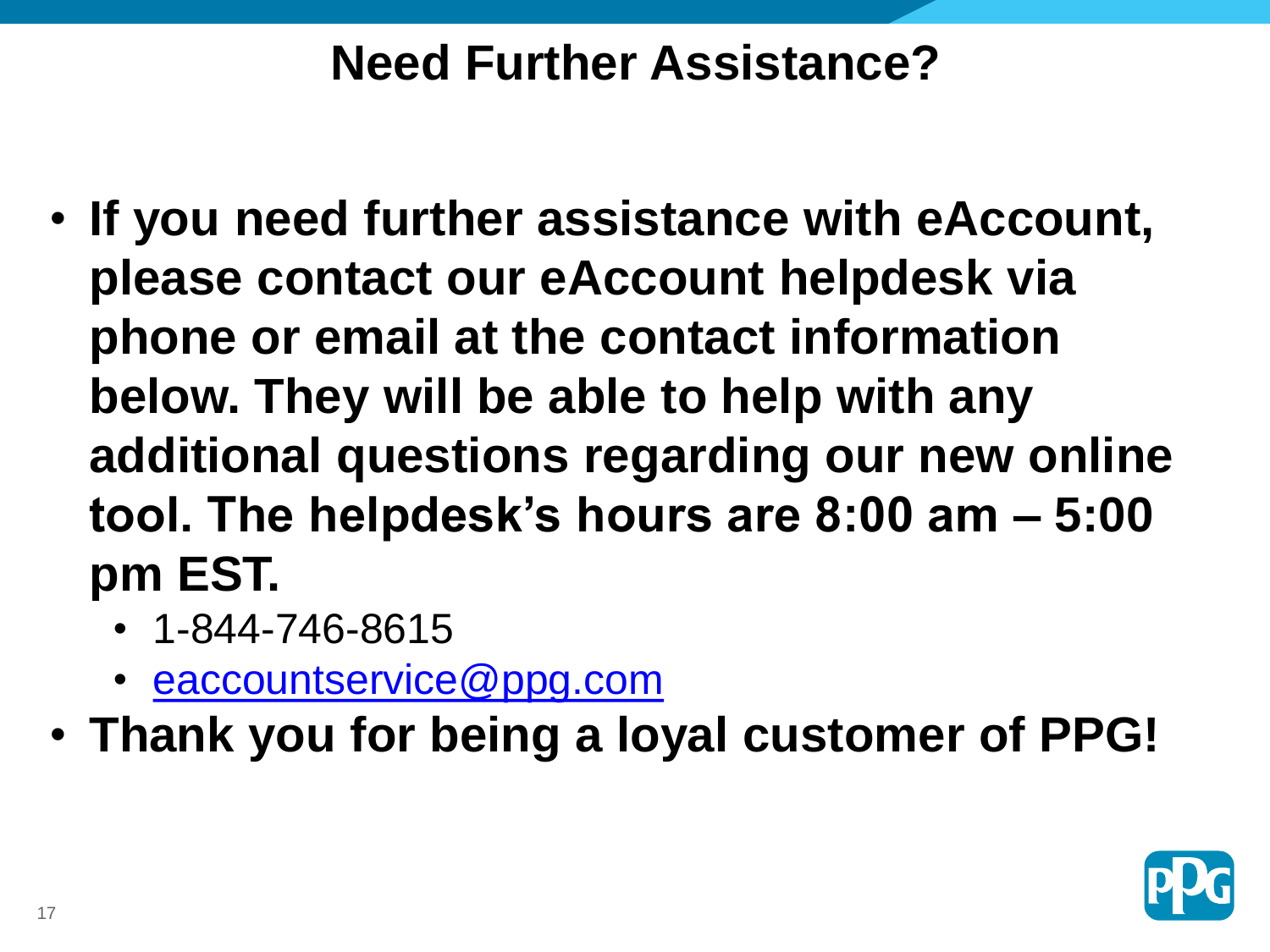# Need Further Assistance?

- **If you need further assistance with eAccount, please contact our eAccount helpdesk via phone or email at the contact information below. They will be able to help with any additional questions regarding our new online tool. The helpdesk's hours are 8:00 am – 5:00 pm EST.**
  - 1-844-746-8615
  - eaccountservice@ppg.com
- **Thank you for being a loyal customer of PPG!**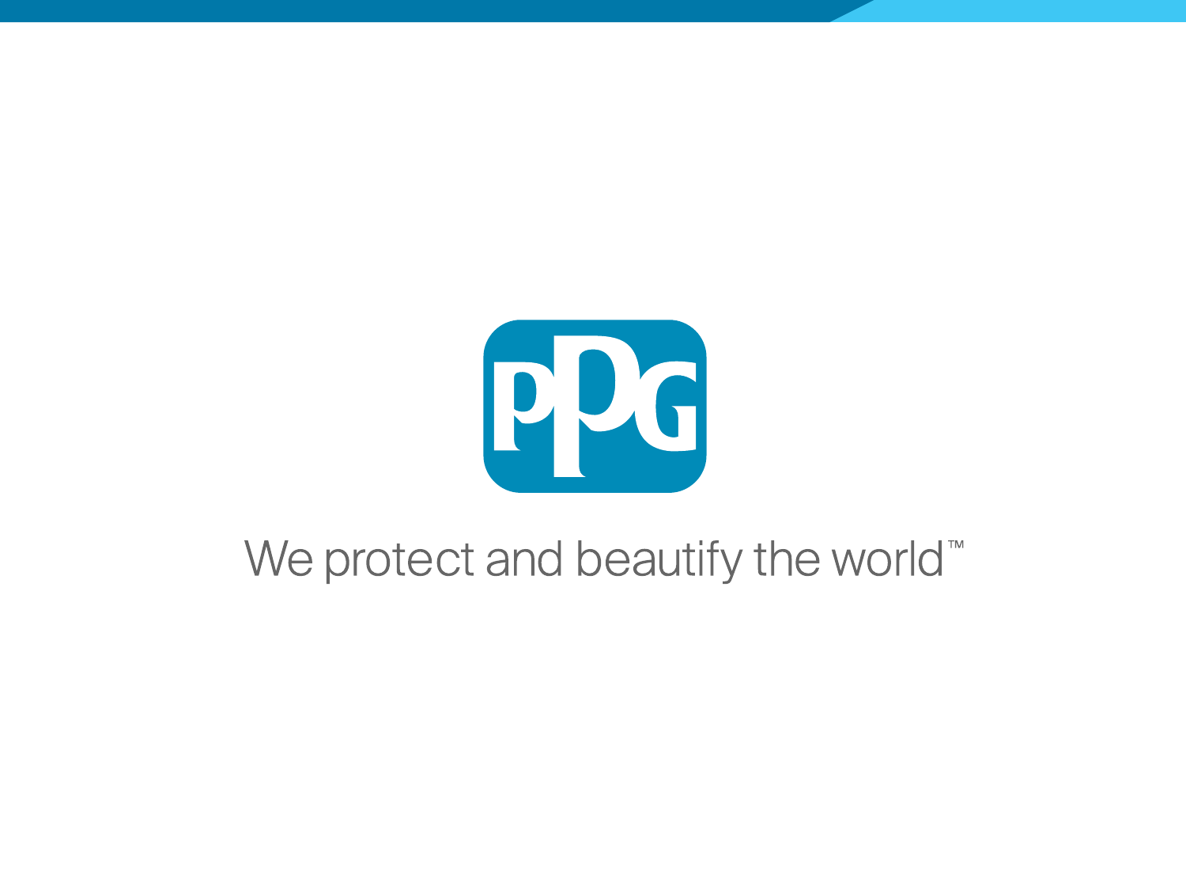PPG

We protect and beautify the world™